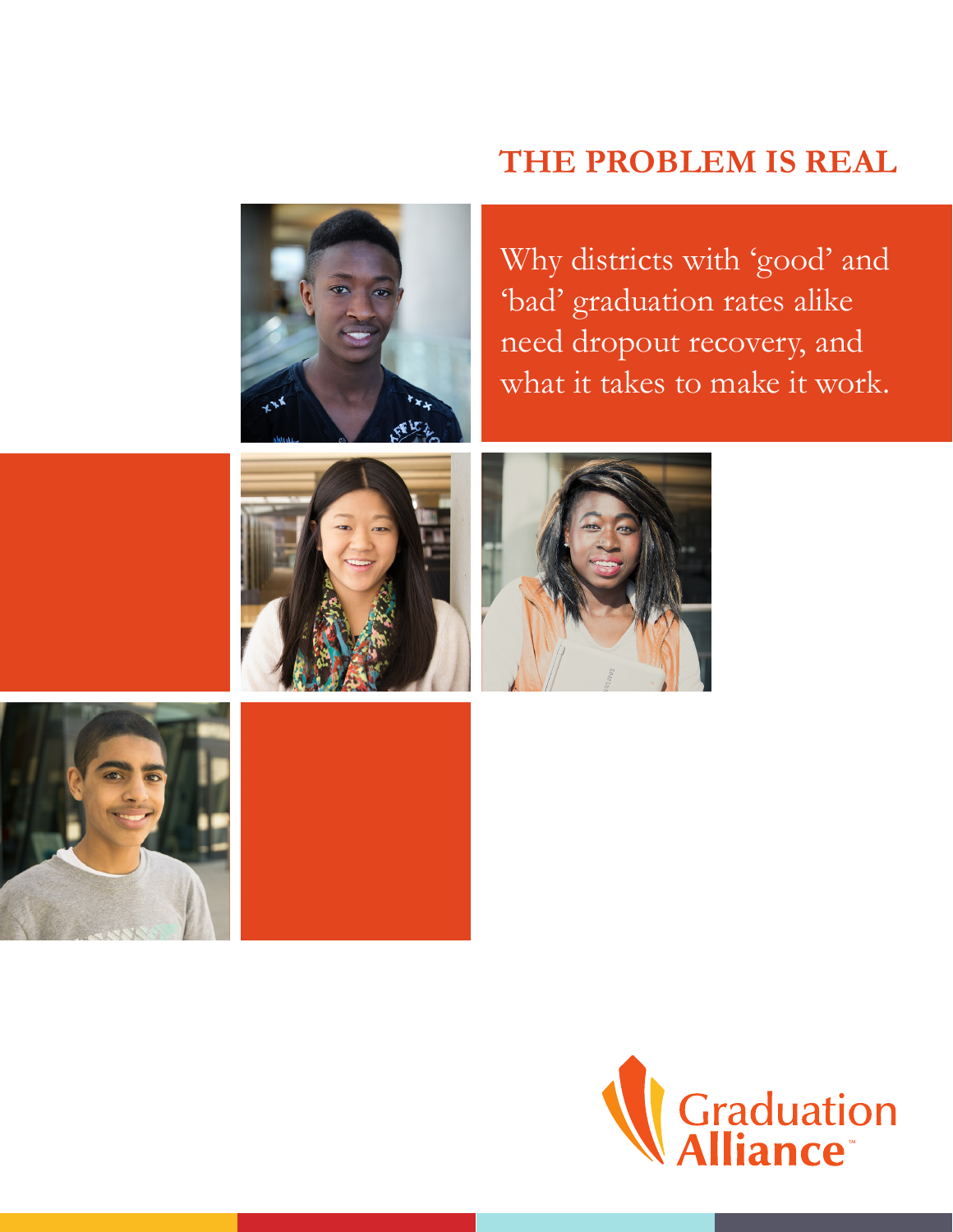# THE PROBLEM IS REAL

Why districts with 'good' and 'bad' graduation rates alike need dropout recovery, and what it takes to make it work.

Graduation Alliance™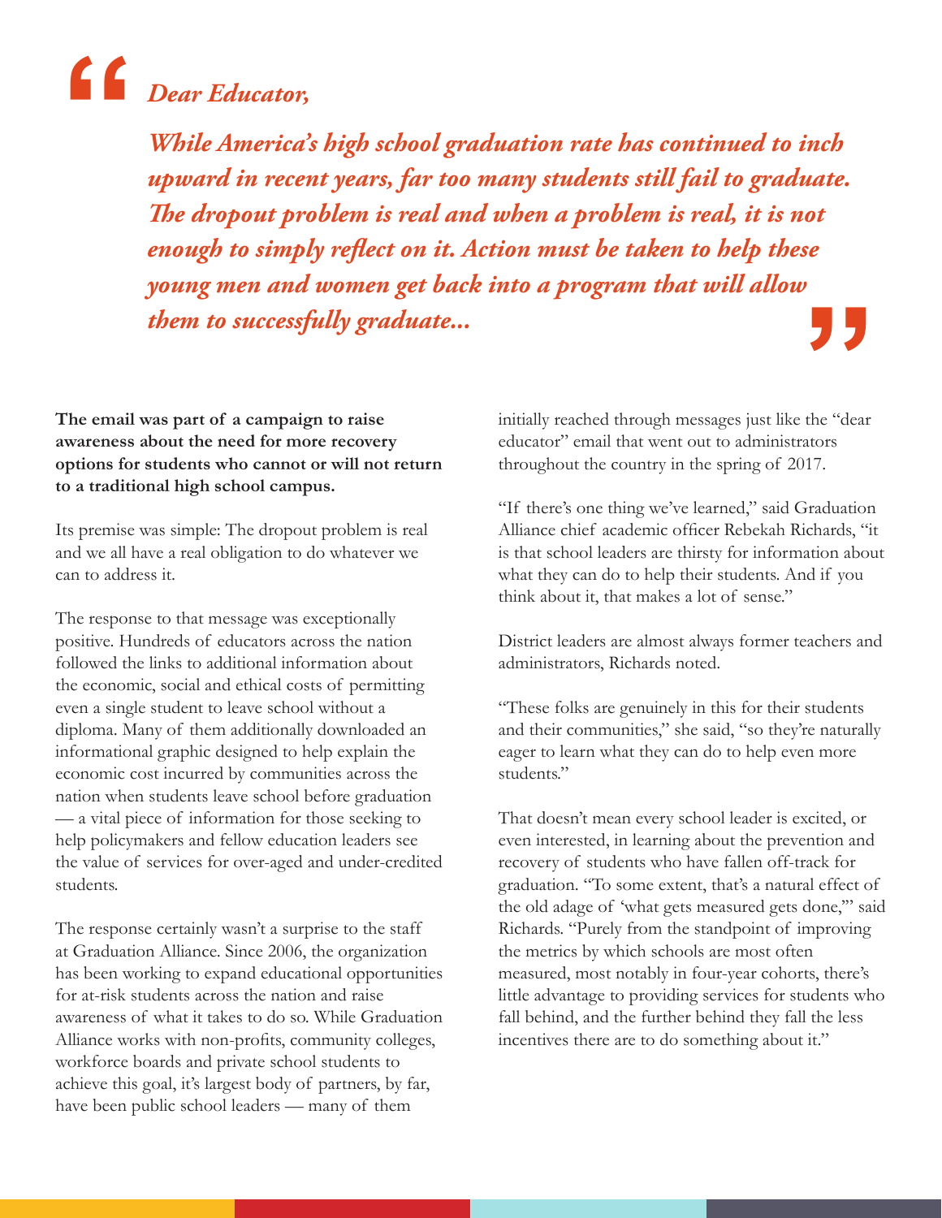> ***Dear Educator,***
>
> ***While America's high school graduation rate has continued to inch upward in recent years, far too many students still fail to graduate. The dropout problem is real and when a problem is real, it is not enough to simply reflect on it. Action must be taken to help these young men and women get back into a program that will allow them to successfully graduate...***

**The email was part of a campaign to raise awareness about the need for more recovery options for students who cannot or will not return to a traditional high school campus.**

Its premise was simple: The dropout problem is real and we all have a real obligation to do whatever we can to address it.

The response to that message was exceptionally positive. Hundreds of educators across the nation followed the links to additional information about the economic, social and ethical costs of permitting even a single student to leave school without a diploma. Many of them additionally downloaded an informational graphic designed to help explain the economic cost incurred by communities across the nation when students leave school before graduation — a vital piece of information for those seeking to help policymakers and fellow education leaders see the value of services for over-aged and under-credited students.

The response certainly wasn't a surprise to the staff at Graduation Alliance. Since 2006, the organization has been working to expand educational opportunities for at-risk students across the nation and raise awareness of what it takes to do so. While Graduation Alliance works with non-profits, community colleges, workforce boards and private school students to achieve this goal, it's largest body of partners, by far, have been public school leaders — many of them initially reached through messages just like the "dear educator" email that went out to administrators throughout the country in the spring of 2017.

"If there's one thing we've learned," said Graduation Alliance chief academic officer Rebekah Richards, "it is that school leaders are thirsty for information about what they can do to help their students. And if you think about it, that makes a lot of sense."

District leaders are almost always former teachers and administrators, Richards noted.

"These folks are genuinely in this for their students and their communities," she said, "so they're naturally eager to learn what they can do to help even more students."

That doesn't mean every school leader is excited, or even interested, in learning about the prevention and recovery of students who have fallen off-track for graduation. "To some extent, that's a natural effect of the old adage of 'what gets measured gets done,'" said Richards. "Purely from the standpoint of improving the metrics by which schools are most often measured, most notably in four-year cohorts, there's little advantage to providing services for students who fall behind, and the further behind they fall the less incentives there are to do something about it."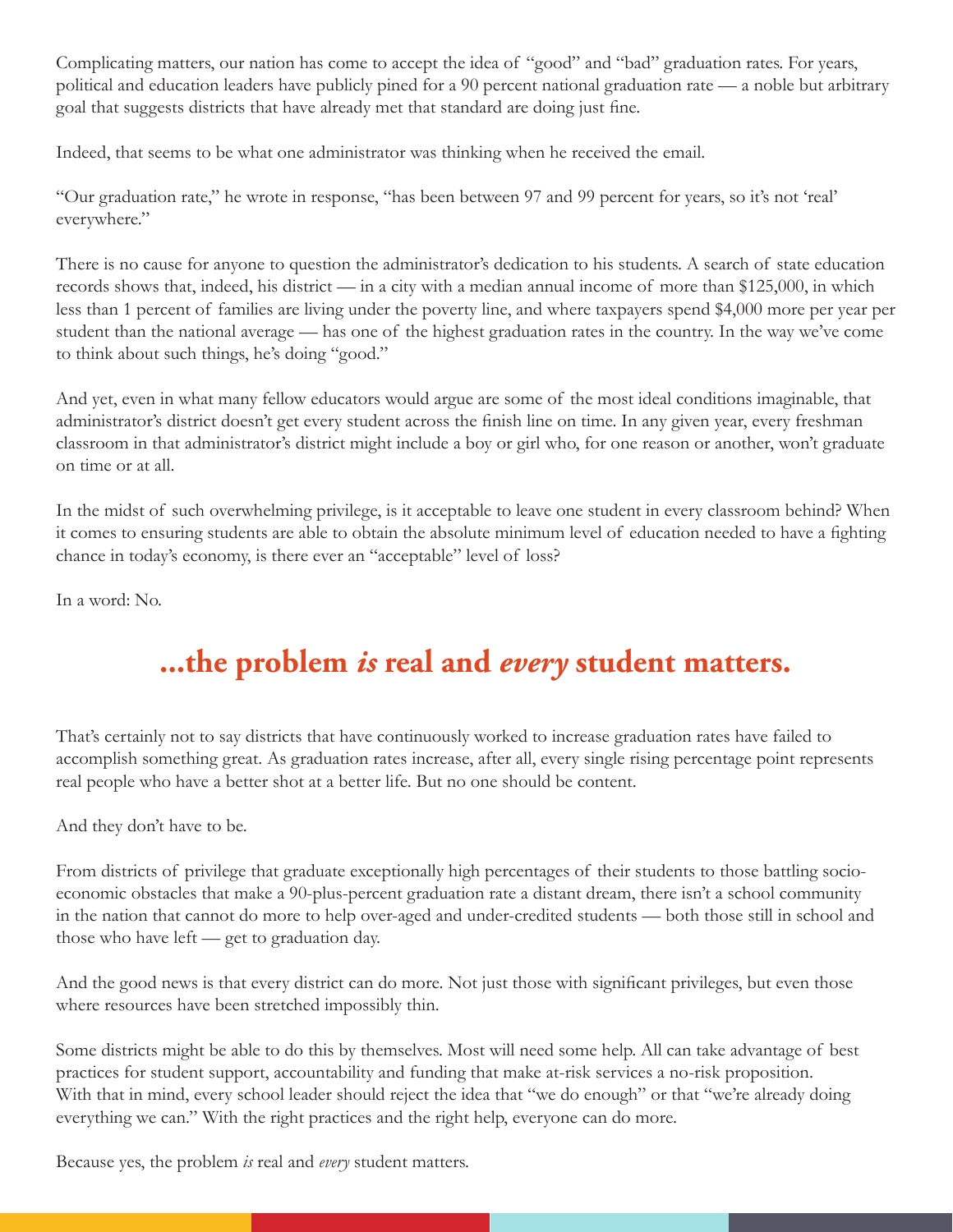Complicating matters, our nation has come to accept the idea of "good" and "bad" graduation rates. For years, political and education leaders have publicly pined for a 90 percent national graduation rate — a noble but arbitrary goal that suggests districts that have already met that standard are doing just fine.

Indeed, that seems to be what one administrator was thinking when he received the email.

"Our graduation rate," he wrote in response, "has been between 97 and 99 percent for years, so it's not 'real' everywhere."

There is no cause for anyone to question the administrator's dedication to his students. A search of state education records shows that, indeed, his district — in a city with a median annual income of more than $125,000, in which less than 1 percent of families are living under the poverty line, and where taxpayers spend $4,000 more per year per student than the national average — has one of the highest graduation rates in the country. In the way we've come to think about such things, he's doing "good."

And yet, even in what many fellow educators would argue are some of the most ideal conditions imaginable, that administrator's district doesn't get every student across the finish line on time. In any given year, every freshman classroom in that administrator's district might include a boy or girl who, for one reason or another, won't graduate on time or at all.

In the midst of such overwhelming privilege, is it acceptable to leave one student in every classroom behind? When it comes to ensuring students are able to obtain the absolute minimum level of education needed to have a fighting chance in today's economy, is there ever an "acceptable" level of loss?

In a word: No.

## ...the problem *is* real and *every* student matters.

That's certainly not to say districts that have continuously worked to increase graduation rates have failed to accomplish something great. As graduation rates increase, after all, every single rising percentage point represents real people who have a better shot at a better life. But no one should be content.

And they don't have to be.

From districts of privilege that graduate exceptionally high percentages of their students to those battling socio-economic obstacles that make a 90-plus-percent graduation rate a distant dream, there isn't a school community in the nation that cannot do more to help over-aged and under-credited students — both those still in school and those who have left — get to graduation day.

And the good news is that every district can do more. Not just those with significant privileges, but even those where resources have been stretched impossibly thin.

Some districts might be able to do this by themselves. Most will need some help. All can take advantage of best practices for student support, accountability and funding that make at-risk services a no-risk proposition. With that in mind, every school leader should reject the idea that "we do enough" or that "we're already doing everything we can." With the right practices and the right help, everyone can do more.

Because yes, the problem *is* real and *every* student matters.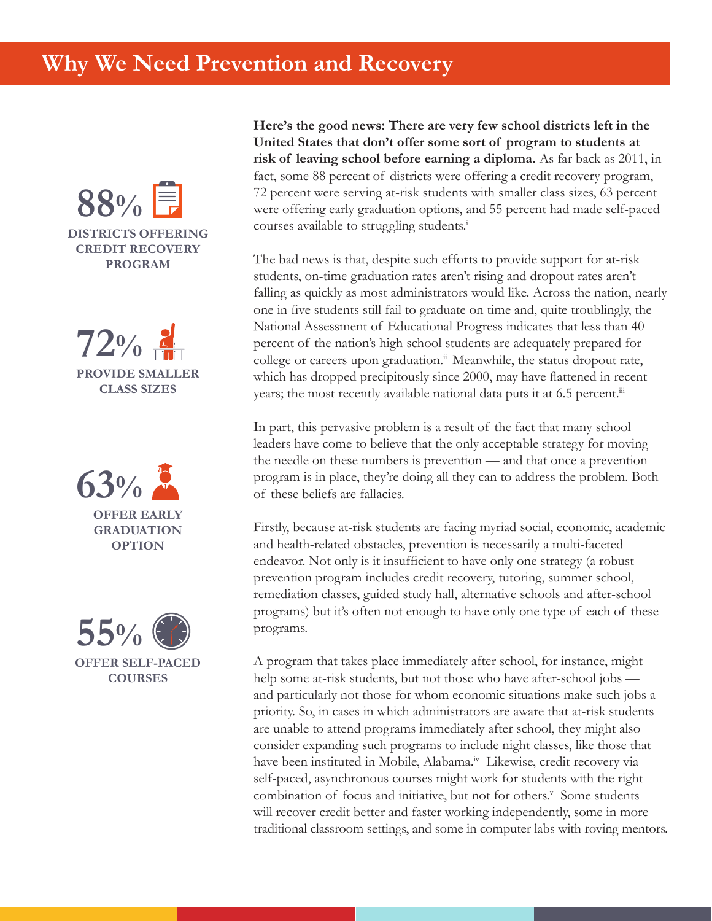# Why We Need Prevention and Recovery

**88%** DISTRICTS OFFERING CREDIT RECOVERY PROGRAM

**72%** PROVIDE SMALLER CLASS SIZES

**63%** OFFER EARLY GRADUATION OPTION

**55%** OFFER SELF-PACED COURSES

**Here's the good news: There are very few school districts left in the United States that don't offer some sort of program to students at risk of leaving school before earning a diploma.** As far back as 2011, in fact, some 88 percent of districts were offering a credit recovery program, 72 percent were serving at-risk students with smaller class sizes, 63 percent were offering early graduation options, and 55 percent had made self-paced courses available to struggling students.[i]

The bad news is that, despite such efforts to provide support for at-risk students, on-time graduation rates aren't rising and dropout rates aren't falling as quickly as most administrators would like. Across the nation, nearly one in five students still fail to graduate on time and, quite troublingly, the National Assessment of Educational Progress indicates that less than 40 percent of the nation's high school students are adequately prepared for college or careers upon graduation.[ii] Meanwhile, the status dropout rate, which has dropped precipitously since 2000, may have flattened in recent years; the most recently available national data puts it at 6.5 percent.[iii]

In part, this pervasive problem is a result of the fact that many school leaders have come to believe that the only acceptable strategy for moving the needle on these numbers is prevention — and that once a prevention program is in place, they're doing all they can to address the problem. Both of these beliefs are fallacies.

Firstly, because at-risk students are facing myriad social, economic, academic and health-related obstacles, prevention is necessarily a multi-faceted endeavor. Not only is it insufficient to have only one strategy (a robust prevention program includes credit recovery, tutoring, summer school, remediation classes, guided study hall, alternative schools and after-school programs) but it's often not enough to have only one type of each of these programs.

A program that takes place immediately after school, for instance, might help some at-risk students, but not those who have after-school jobs — and particularly not those for whom economic situations make such jobs a priority. So, in cases in which administrators are aware that at-risk students are unable to attend programs immediately after school, they might also consider expanding such programs to include night classes, like those that have been instituted in Mobile, Alabama.[iv] Likewise, credit recovery via self-paced, asynchronous courses might work for students with the right combination of focus and initiative, but not for others.[v] Some students will recover credit better and faster working independently, some in more traditional classroom settings, and some in computer labs with roving mentors.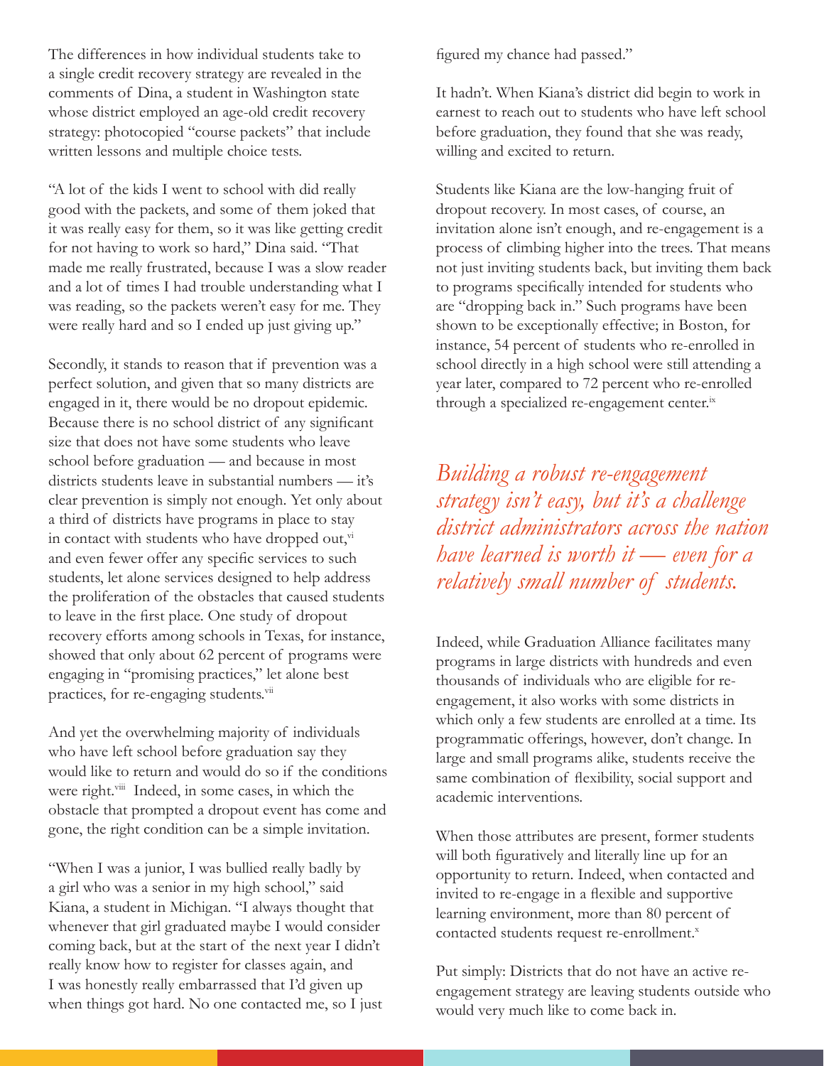The differences in how individual students take to a single credit recovery strategy are revealed in the comments of Dina, a student in Washington state whose district employed an age-old credit recovery strategy: photocopied "course packets" that include written lessons and multiple choice tests.

"A lot of the kids I went to school with did really good with the packets, and some of them joked that it was really easy for them, so it was like getting credit for not having to work so hard," Dina said. "That made me really frustrated, because I was a slow reader and a lot of times I had trouble understanding what I was reading, so the packets weren't easy for me. They were really hard and so I ended up just giving up."

Secondly, it stands to reason that if prevention was a perfect solution, and given that so many districts are engaged in it, there would be no dropout epidemic. Because there is no school district of any significant size that does not have some students who leave school before graduation — and because in most districts students leave in substantial numbers — it's clear prevention is simply not enough. Yet only about a third of districts have programs in place to stay in contact with students who have dropped out,[vi] and even fewer offer any specific services to such students, let alone services designed to help address the proliferation of the obstacles that caused students to leave in the first place. One study of dropout recovery efforts among schools in Texas, for instance, showed that only about 62 percent of programs were engaging in "promising practices," let alone best practices, for re-engaging students.[vii]

And yet the overwhelming majority of individuals who have left school before graduation say they would like to return and would do so if the conditions were right.[viii] Indeed, in some cases, in which the obstacle that prompted a dropout event has come and gone, the right condition can be a simple invitation.

"When I was a junior, I was bullied really badly by a girl who was a senior in my high school," said Kiana, a student in Michigan. "I always thought that whenever that girl graduated maybe I would consider coming back, but at the start of the next year I didn't really know how to register for classes again, and I was honestly really embarrassed that I'd given up when things got hard. No one contacted me, so I just figured my chance had passed."

It hadn't. When Kiana's district did begin to work in earnest to reach out to students who have left school before graduation, they found that she was ready, willing and excited to return.

Students like Kiana are the low-hanging fruit of dropout recovery. In most cases, of course, an invitation alone isn't enough, and re-engagement is a process of climbing higher into the trees. That means not just inviting students back, but inviting them back to programs specifically intended for students who are "dropping back in." Such programs have been shown to be exceptionally effective; in Boston, for instance, 54 percent of students who re-enrolled in school directly in a high school were still attending a year later, compared to 72 percent who re-enrolled through a specialized re-engagement center.[ix]

*Building a robust re-engagement strategy isn't easy, but it's a challenge district administrators across the nation have learned is worth it — even for a relatively small number of students.*

Indeed, while Graduation Alliance facilitates many programs in large districts with hundreds and even thousands of individuals who are eligible for re-engagement, it also works with some districts in which only a few students are enrolled at a time. Its programmatic offerings, however, don't change. In large and small programs alike, students receive the same combination of flexibility, social support and academic interventions.

When those attributes are present, former students will both figuratively and literally line up for an opportunity to return. Indeed, when contacted and invited to re-engage in a flexible and supportive learning environment, more than 80 percent of contacted students request re-enrollment.[x]

Put simply: Districts that do not have an active re-engagement strategy are leaving students outside who would very much like to come back in.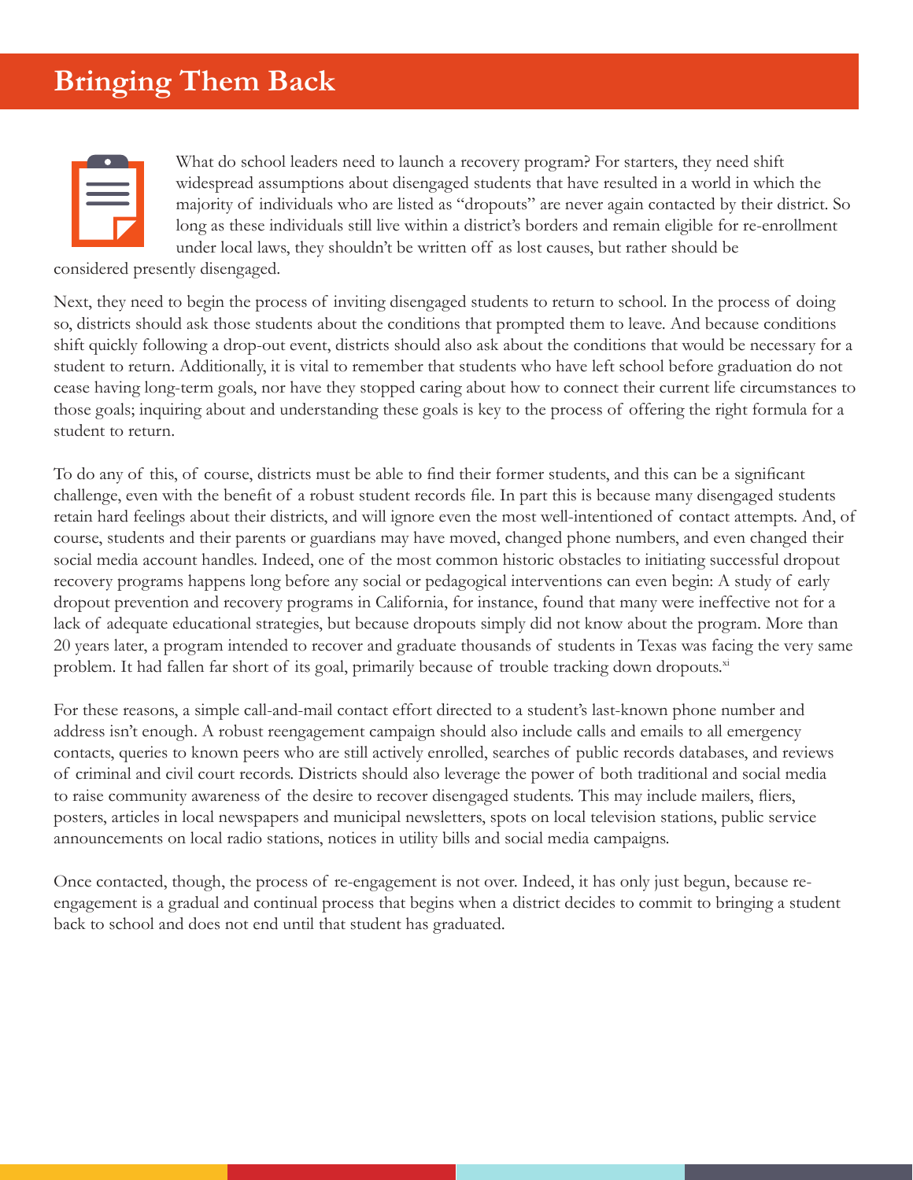# Bringing Them Back

What do school leaders need to launch a recovery program? For starters, they need shift widespread assumptions about disengaged students that have resulted in a world in which the majority of individuals who are listed as "dropouts" are never again contacted by their district. So long as these individuals still live within a district's borders and remain eligible for re-enrollment under local laws, they shouldn't be written off as lost causes, but rather should be considered presently disengaged.

Next, they need to begin the process of inviting disengaged students to return to school. In the process of doing so, districts should ask those students about the conditions that prompted them to leave. And because conditions shift quickly following a drop-out event, districts should also ask about the conditions that would be necessary for a student to return. Additionally, it is vital to remember that students who have left school before graduation do not cease having long-term goals, nor have they stopped caring about how to connect their current life circumstances to those goals; inquiring about and understanding these goals is key to the process of offering the right formula for a student to return.

To do any of this, of course, districts must be able to find their former students, and this can be a significant challenge, even with the benefit of a robust student records file. In part this is because many disengaged students retain hard feelings about their districts, and will ignore even the most well-intentioned of contact attempts. And, of course, students and their parents or guardians may have moved, changed phone numbers, and even changed their social media account handles. Indeed, one of the most common historic obstacles to initiating successful dropout recovery programs happens long before any social or pedagogical interventions can even begin: A study of early dropout prevention and recovery programs in California, for instance, found that many were ineffective not for a lack of adequate educational strategies, but because dropouts simply did not know about the program. More than 20 years later, a program intended to recover and graduate thousands of students in Texas was facing the very same problem. It had fallen far short of its goal, primarily because of trouble tracking down dropouts.[xi]

For these reasons, a simple call-and-mail contact effort directed to a student's last-known phone number and address isn't enough. A robust reengagement campaign should also include calls and emails to all emergency contacts, queries to known peers who are still actively enrolled, searches of public records databases, and reviews of criminal and civil court records. Districts should also leverage the power of both traditional and social media to raise community awareness of the desire to recover disengaged students. This may include mailers, fliers, posters, articles in local newspapers and municipal newsletters, spots on local television stations, public service announcements on local radio stations, notices in utility bills and social media campaigns.

Once contacted, though, the process of re-engagement is not over. Indeed, it has only just begun, because re-engagement is a gradual and continual process that begins when a district decides to commit to bringing a student back to school and does not end until that student has graduated.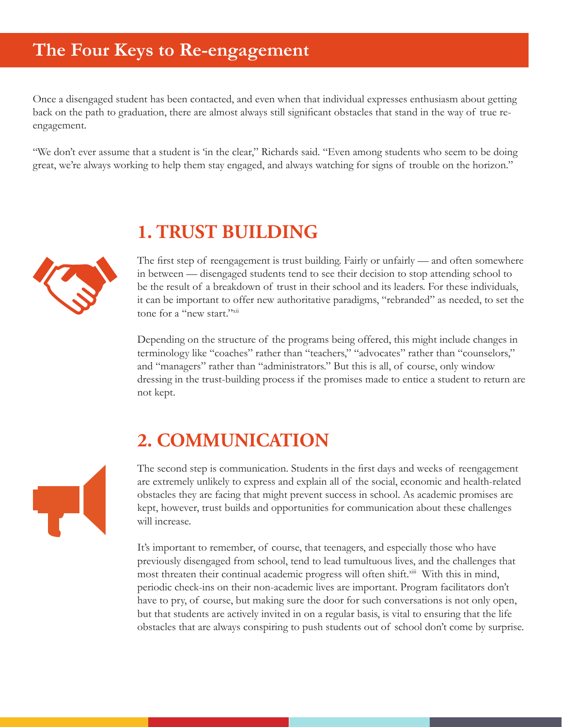# The Four Keys to Re-engagement

Once a disengaged student has been contacted, and even when that individual expresses enthusiasm about getting back on the path to graduation, there are almost always still significant obstacles that stand in the way of true re-engagement.

"We don't ever assume that a student is 'in the clear,'" Richards said. "Even among students who seem to be doing great, we're always working to help them stay engaged, and always watching for signs of trouble on the horizon."

## 1. TRUST BUILDING

The first step of reengagement is trust building. Fairly or unfairly — and often somewhere in between — disengaged students tend to see their decision to stop attending school to be the result of a breakdown of trust in their school and its leaders. For these individuals, it can be important to offer new authoritative paradigms, "rebranded" as needed, to set the tone for a "new start."[xii]

Depending on the structure of the programs being offered, this might include changes in terminology like "coaches" rather than "teachers," "advocates" rather than "counselors," and "managers" rather than "administrators." But this is all, of course, only window dressing in the trust-building process if the promises made to entice a student to return are not kept.

## 2. COMMUNICATION

The second step is communication. Students in the first days and weeks of reengagement are extremely unlikely to express and explain all of the social, economic and health-related obstacles they are facing that might prevent success in school. As academic promises are kept, however, trust builds and opportunities for communication about these challenges will increase.

It's important to remember, of course, that teenagers, and especially those who have previously disengaged from school, tend to lead tumultuous lives, and the challenges that most threaten their continual academic progress will often shift.[xiii] With this in mind, periodic check-ins on their non-academic lives are important. Program facilitators don't have to pry, of course, but making sure the door for such conversations is not only open, but that students are actively invited in on a regular basis, is vital to ensuring that the life obstacles that are always conspiring to push students out of school don't come by surprise.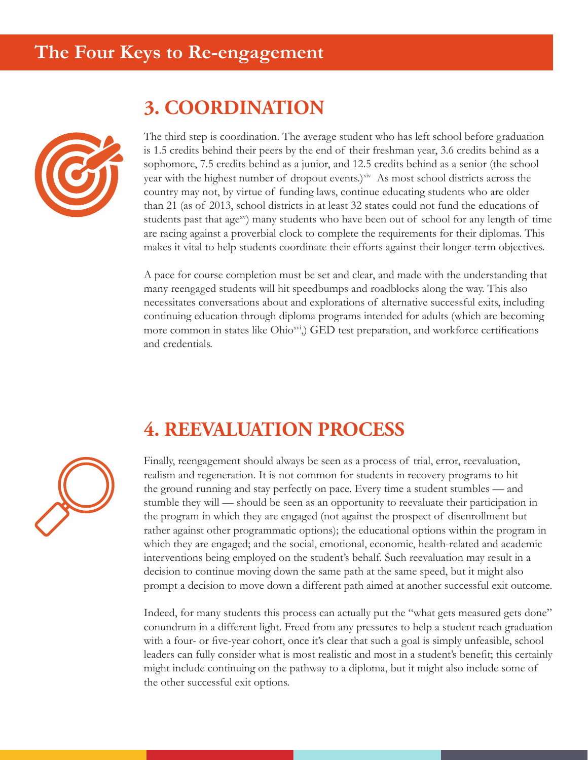# The Four Keys to Re-engagement

## 3. COORDINATION

The third step is coordination. The average student who has left school before graduation is 1.5 credits behind their peers by the end of their freshman year, 3.6 credits behind as a sophomore, 7.5 credits behind as a junior, and 12.5 credits behind as a senior (the school year with the highest number of dropout events.)[xiv] As most school districts across the country may not, by virtue of funding laws, continue educating students who are older than 21 (as of 2013, school districts in at least 32 states could not fund the educations of students past that age[xv]) many students who have been out of school for any length of time are racing against a proverbial clock to complete the requirements for their diplomas. This makes it vital to help students coordinate their efforts against their longer-term objectives.

A pace for course completion must be set and clear, and made with the understanding that many reengaged students will hit speedbumps and roadblocks along the way. This also necessitates conversations about and explorations of alternative successful exits, including continuing education through diploma programs intended for adults (which are becoming more common in states like Ohio[xvi],) GED test preparation, and workforce certifications and credentials.

## 4. REEVALUATION PROCESS

Finally, reengagement should always be seen as a process of trial, error, reevaluation, realism and regeneration. It is not common for students in recovery programs to hit the ground running and stay perfectly on pace. Every time a student stumbles — and stumble they will — should be seen as an opportunity to reevaluate their participation in the program in which they are engaged (not against the prospect of disenrollment but rather against other programmatic options); the educational options within the program in which they are engaged; and the social, emotional, economic, health-related and academic interventions being employed on the student's behalf. Such reevaluation may result in a decision to continue moving down the same path at the same speed, but it might also prompt a decision to move down a different path aimed at another successful exit outcome.

Indeed, for many students this process can actually put the "what gets measured gets done" conundrum in a different light. Freed from any pressures to help a student reach graduation with a four- or five-year cohort, once it's clear that such a goal is simply unfeasible, school leaders can fully consider what is most realistic and most in a student's benefit; this certainly might include continuing on the pathway to a diploma, but it might also include some of the other successful exit options.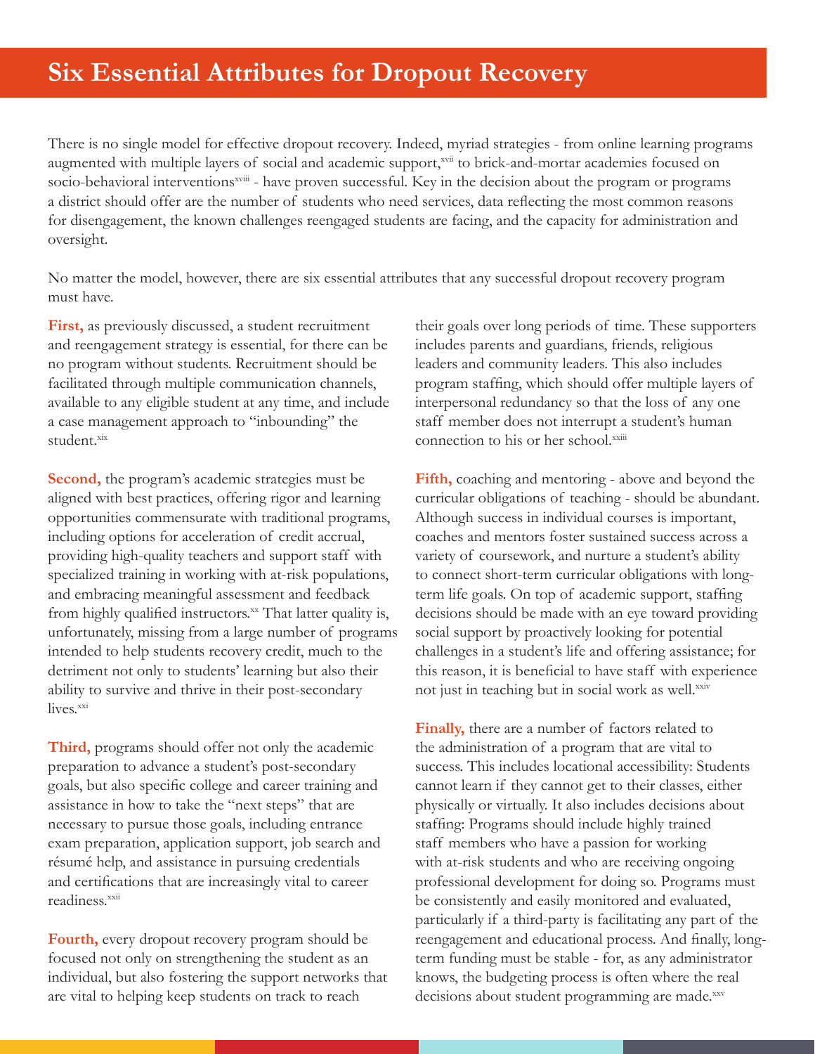# Six Essential Attributes for Dropout Recovery

There is no single model for effective dropout recovery. Indeed, myriad strategies - from online learning programs augmented with multiple layers of social and academic support,[xvii] to brick-and-mortar academies focused on socio-behavioral interventions[xviii] - have proven successful. Key in the decision about the program or programs a district should offer are the number of students who need services, data reflecting the most common reasons for disengagement, the known challenges reengaged students are facing, and the capacity for administration and oversight.

No matter the model, however, there are six essential attributes that any successful dropout recovery program must have.

**First,** as previously discussed, a student recruitment and reengagement strategy is essential, for there can be no program without students. Recruitment should be facilitated through multiple communication channels, available to any eligible student at any time, and include a case management approach to "inbounding" the student.[xix]

**Second,** the program's academic strategies must be aligned with best practices, offering rigor and learning opportunities commensurate with traditional programs, including options for acceleration of credit accrual, providing high-quality teachers and support staff with specialized training in working with at-risk populations, and embracing meaningful assessment and feedback from highly qualified instructors.[xx] That latter quality is, unfortunately, missing from a large number of programs intended to help students recovery credit, much to the detriment not only to students' learning but also their ability to survive and thrive in their post-secondary lives.[xxi]

**Third,** programs should offer not only the academic preparation to advance a student's post-secondary goals, but also specific college and career training and assistance in how to take the "next steps" that are necessary to pursue those goals, including entrance exam preparation, application support, job search and résumé help, and assistance in pursuing credentials and certifications that are increasingly vital to career readiness.[xxii]

**Fourth,** every dropout recovery program should be focused not only on strengthening the student as an individual, but also fostering the support networks that are vital to helping keep students on track to reach their goals over long periods of time. These supporters includes parents and guardians, friends, religious leaders and community leaders. This also includes program staffing, which should offer multiple layers of interpersonal redundancy so that the loss of any one staff member does not interrupt a student's human connection to his or her school.[xxiii]

**Fifth,** coaching and mentoring - above and beyond the curricular obligations of teaching - should be abundant. Although success in individual courses is important, coaches and mentors foster sustained success across a variety of coursework, and nurture a student's ability to connect short-term curricular obligations with long-term life goals. On top of academic support, staffing decisions should be made with an eye toward providing social support by proactively looking for potential challenges in a student's life and offering assistance; for this reason, it is beneficial to have staff with experience not just in teaching but in social work as well.[xxiv]

**Finally,** there are a number of factors related to the administration of a program that are vital to success. This includes locational accessibility: Students cannot learn if they cannot get to their classes, either physically or virtually. It also includes decisions about staffing: Programs should include highly trained staff members who have a passion for working with at-risk students and who are receiving ongoing professional development for doing so. Programs must be consistently and easily monitored and evaluated, particularly if a third-party is facilitating any part of the reengagement and educational process. And finally, long-term funding must be stable - for, as any administrator knows, the budgeting process is often where the real decisions about student programming are made.[xxv]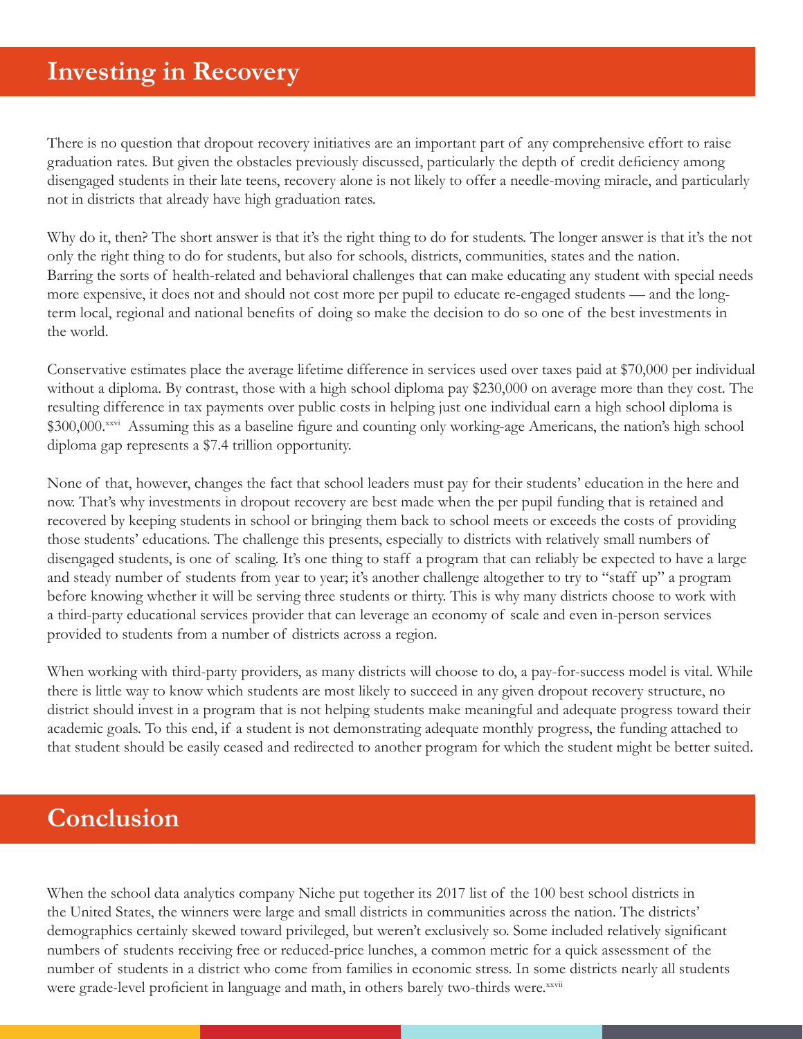## Investing in Recovery

There is no question that dropout recovery initiatives are an important part of any comprehensive effort to raise graduation rates. But given the obstacles previously discussed, particularly the depth of credit deficiency among disengaged students in their late teens, recovery alone is not likely to offer a needle-moving miracle, and particularly not in districts that already have high graduation rates.

Why do it, then? The short answer is that it's the right thing to do for students. The longer answer is that it's the not only the right thing to do for students, but also for schools, districts, communities, states and the nation. Barring the sorts of health-related and behavioral challenges that can make educating any student with special needs more expensive, it does not and should not cost more per pupil to educate re-engaged students — and the long-term local, regional and national benefits of doing so make the decision to do so one of the best investments in the world.

Conservative estimates place the average lifetime difference in services used over taxes paid at $70,000 per individual without a diploma. By contrast, those with a high school diploma pay $230,000 on average more than they cost. The resulting difference in tax payments over public costs in helping just one individual earn a high school diploma is $300,000.[xxvi] Assuming this as a baseline figure and counting only working-age Americans, the nation's high school diploma gap represents a $7.4 trillion opportunity.

None of that, however, changes the fact that school leaders must pay for their students' education in the here and now. That's why investments in dropout recovery are best made when the per pupil funding that is retained and recovered by keeping students in school or bringing them back to school meets or exceeds the costs of providing those students' educations. The challenge this presents, especially to districts with relatively small numbers of disengaged students, is one of scaling. It's one thing to staff a program that can reliably be expected to have a large and steady number of students from year to year; it's another challenge altogether to try to "staff up" a program before knowing whether it will be serving three students or thirty. This is why many districts choose to work with a third-party educational services provider that can leverage an economy of scale and even in-person services provided to students from a number of districts across a region.

When working with third-party providers, as many districts will choose to do, a pay-for-success model is vital. While there is little way to know which students are most likely to succeed in any given dropout recovery structure, no district should invest in a program that is not helping students make meaningful and adequate progress toward their academic goals. To this end, if a student is not demonstrating adequate monthly progress, the funding attached to that student should be easily ceased and redirected to another program for which the student might be better suited.

## Conclusion

When the school data analytics company Niche put together its 2017 list of the 100 best school districts in the United States, the winners were large and small districts in communities across the nation. The districts' demographics certainly skewed toward privileged, but weren't exclusively so. Some included relatively significant numbers of students receiving free or reduced-price lunches, a common metric for a quick assessment of the number of students in a district who come from families in economic stress. In some districts nearly all students were grade-level proficient in language and math, in others barely two-thirds were.[xxvii]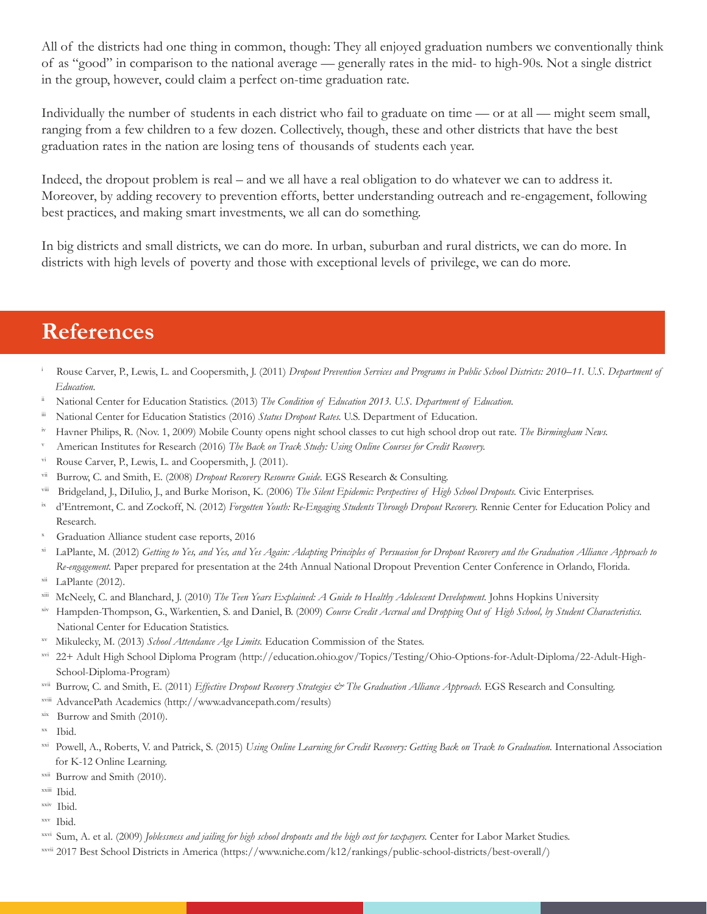All of the districts had one thing in common, though: They all enjoyed graduation numbers we conventionally think of as "good" in comparison to the national average — generally rates in the mid- to high-90s. Not a single district in the group, however, could claim a perfect on-time graduation rate.

Individually the number of students in each district who fail to graduate on time — or at all — might seem small, ranging from a few children to a few dozen. Collectively, though, these and other districts that have the best graduation rates in the nation are losing tens of thousands of students each year.

Indeed, the dropout problem is real – and we all have a real obligation to do whatever we can to address it. Moreover, by adding recovery to prevention efforts, better understanding outreach and re-engagement, following best practices, and making smart investments, we all can do something.

In big districts and small districts, we can do more. In urban, suburban and rural districts, we can do more. In districts with high levels of poverty and those with exceptional levels of privilege, we can do more.

## References

[i] Rouse Carver, P., Lewis, L. and Coopersmith, J. (2011) *Dropout Prevention Services and Programs in Public School Districts: 2010–11. U.S. Department of Education.*

[ii] National Center for Education Statistics. (2013) *The Condition of Education 2013. U.S. Department of Education.*

[iii] National Center for Education Statistics (2016) *Status Dropout Rates.* U.S. Department of Education.

[iv] Havner Philips, R. (Nov. 1, 2009) Mobile County opens night school classes to cut high school drop out rate. *The Birmingham News.*

[v] American Institutes for Research (2016) *The Back on Track Study: Using Online Courses for Credit Recovery.*

[vi] Rouse Carver, P., Lewis, L. and Coopersmith, J. (2011).

[vii] Burrow, C. and Smith, E. (2008) *Dropout Recovery Resource Guide.* EGS Research & Consulting.

[viii] Bridgeland, J., DiIulio, J., and Burke Morison, K. (2006) *The Silent Epidemic: Perspectives of High School Dropouts.* Civic Enterprises.

[ix] d'Entremont, C. and Zockoff, N. (2012) *Forgotten Youth: Re-Engaging Students Through Dropout Recovery.* Rennie Center for Education Policy and Research.

[x] Graduation Alliance student case reports, 2016

[xi] LaPlante, M. (2012) *Getting to Yes, and Yes, and Yes Again: Adapting Principles of Persuasion for Dropout Recovery and the Graduation Alliance Approach to Re-engagement.* Paper prepared for presentation at the 24th Annual National Dropout Prevention Center Conference in Orlando, Florida.

[xii] LaPlante (2012).

[xiii] McNeely, C. and Blanchard, J. (2010) *The Teen Years Explained: A Guide to Healthy Adolescent Development.* Johns Hopkins University

[xiv] Hampden-Thompson, G., Warkentien, S. and Daniel, B. (2009) *Course Credit Accrual and Dropping Out of High School, by Student Characteristics.* National Center for Education Statistics.

[xv] Mikulecky, M. (2013) *School Attendance Age Limits.* Education Commission of the States.

[xvi] 22+ Adult High School Diploma Program (http://education.ohio.gov/Topics/Testing/Ohio-Options-for-Adult-Diploma/22-Adult-High-School-Diploma-Program)

[xvii] Burrow, C. and Smith, E. (2011) *Effective Dropout Recovery Strategies & The Graduation Alliance Approach.* EGS Research and Consulting.

[xviii] AdvancePath Academics (http://www.advancepath.com/results)

[xix] Burrow and Smith (2010).

[xx] Ibid.

[xxi] Powell, A., Roberts, V. and Patrick, S. (2015) *Using Online Learning for Credit Recovery: Getting Back on Track to Graduation.* International Association for K-12 Online Learning.

[xxii] Burrow and Smith (2010).

[xxiii] Ibid.

[xxiv] Ibid.

[xxv] Ibid.

[xxvi] Sum, A. et al. (2009) *Joblessness and jailing for high school dropouts and the high cost for taxpayers.* Center for Labor Market Studies.

[xxvii] 2017 Best School Districts in America (https://www.niche.com/k12/rankings/public-school-districts/best-overall/)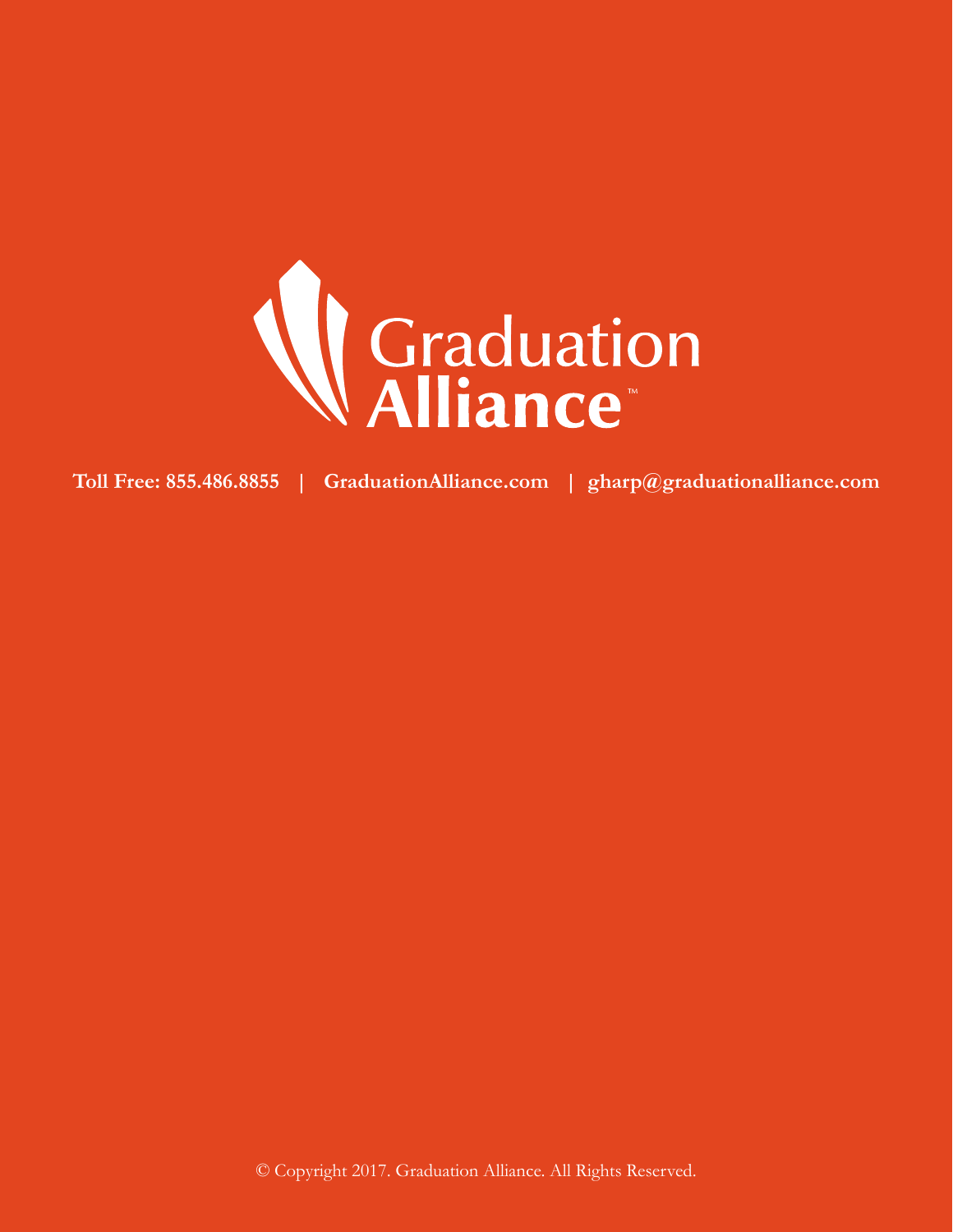Graduation Alliance™

**Toll Free: 855.486.8855 | GraduationAlliance.com | gharp@graduationalliance.com**

© Copyright 2017. Graduation Alliance. All Rights Reserved.